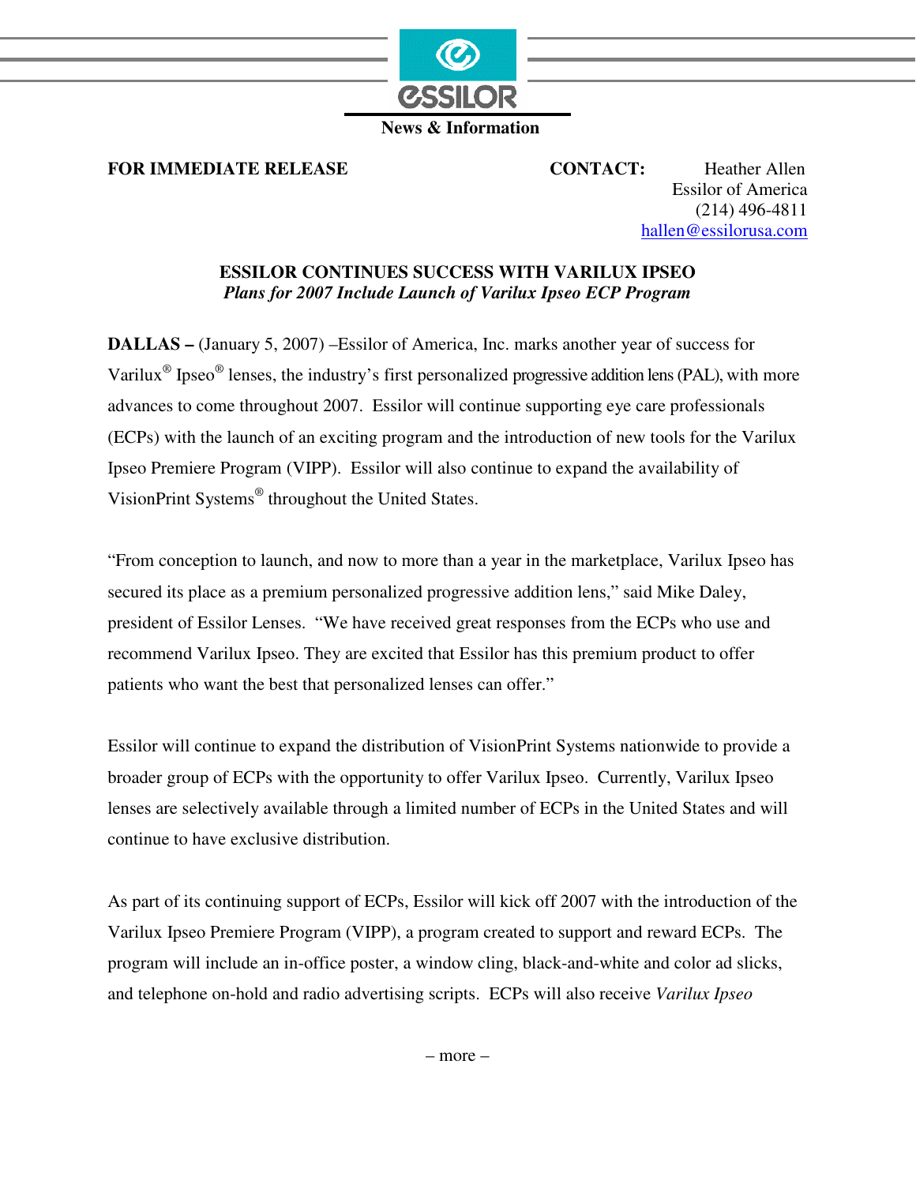ESSILOR

**News & Information**

**FOR IMMEDIATE RELEASE**

**CONTACT:** Heather Allen
Essilor of America
(214) 496-4811
hallen@essilorusa.com

**ESSILOR CONTINUES SUCCESS WITH VARILUX IPSEO**
***Plans for 2007 Include Launch of Varilux Ipseo ECP Program***

**DALLAS –** (January 5, 2007) –Essilor of America, Inc. marks another year of success for Varilux® Ipseo® lenses, the industry's first personalized progressive addition lens (PAL), with more advances to come throughout 2007. Essilor will continue supporting eye care professionals (ECPs) with the launch of an exciting program and the introduction of new tools for the Varilux Ipseo Premiere Program (VIPP). Essilor will also continue to expand the availability of VisionPrint Systems® throughout the United States.

"From conception to launch, and now to more than a year in the marketplace, Varilux Ipseo has secured its place as a premium personalized progressive addition lens," said Mike Daley, president of Essilor Lenses. "We have received great responses from the ECPs who use and recommend Varilux Ipseo. They are excited that Essilor has this premium product to offer patients who want the best that personalized lenses can offer."

Essilor will continue to expand the distribution of VisionPrint Systems nationwide to provide a broader group of ECPs with the opportunity to offer Varilux Ipseo. Currently, Varilux Ipseo lenses are selectively available through a limited number of ECPs in the United States and will continue to have exclusive distribution.

As part of its continuing support of ECPs, Essilor will kick off 2007 with the introduction of the Varilux Ipseo Premiere Program (VIPP), a program created to support and reward ECPs. The program will include an in-office poster, a window cling, black-and-white and color ad slicks, and telephone on-hold and radio advertising scripts. ECPs will also receive *Varilux Ipseo*

– more –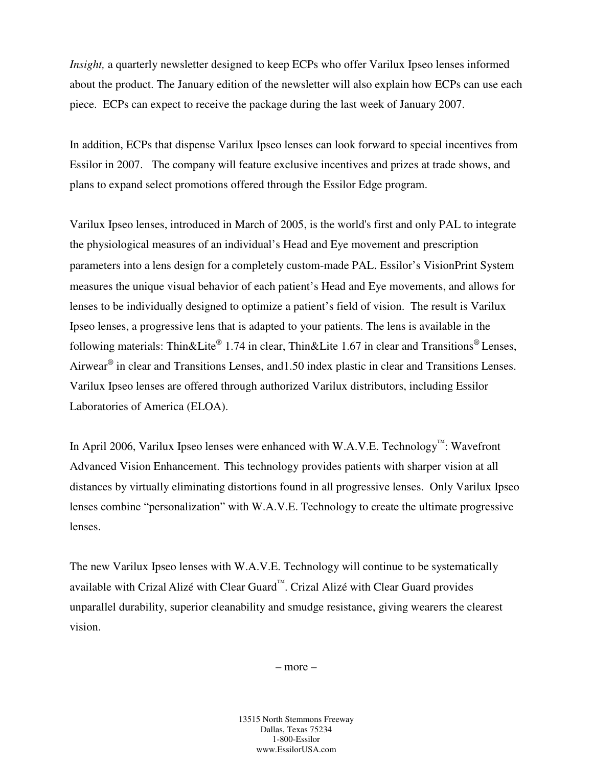*Insight,* a quarterly newsletter designed to keep ECPs who offer Varilux Ipseo lenses informed about the product. The January edition of the newsletter will also explain how ECPs can use each piece. ECPs can expect to receive the package during the last week of January 2007.

In addition, ECPs that dispense Varilux Ipseo lenses can look forward to special incentives from Essilor in 2007. The company will feature exclusive incentives and prizes at trade shows, and plans to expand select promotions offered through the Essilor Edge program.

Varilux Ipseo lenses, introduced in March of 2005, is the world's first and only PAL to integrate the physiological measures of an individual's Head and Eye movement and prescription parameters into a lens design for a completely custom-made PAL. Essilor's VisionPrint System measures the unique visual behavior of each patient's Head and Eye movements, and allows for lenses to be individually designed to optimize a patient's field of vision. The result is Varilux Ipseo lenses, a progressive lens that is adapted to your patients. The lens is available in the following materials: Thin&Lite® 1.74 in clear, Thin&Lite 1.67 in clear and Transitions® Lenses, Airwear® in clear and Transitions Lenses, and1.50 index plastic in clear and Transitions Lenses. Varilux Ipseo lenses are offered through authorized Varilux distributors, including Essilor Laboratories of America (ELOA).

In April 2006, Varilux Ipseo lenses were enhanced with W.A.V.E. Technology™: Wavefront Advanced Vision Enhancement. This technology provides patients with sharper vision at all distances by virtually eliminating distortions found in all progressive lenses. Only Varilux Ipseo lenses combine "personalization" with W.A.V.E. Technology to create the ultimate progressive lenses.

The new Varilux Ipseo lenses with W.A.V.E. Technology will continue to be systematically available with Crizal Alizé with Clear Guard™. Crizal Alizé with Clear Guard provides unparallel durability, superior cleanability and smudge resistance, giving wearers the clearest vision.

– more –

13515 North Stemmons Freeway
Dallas, Texas 75234
1-800-Essilor
www.EssilorUSA.com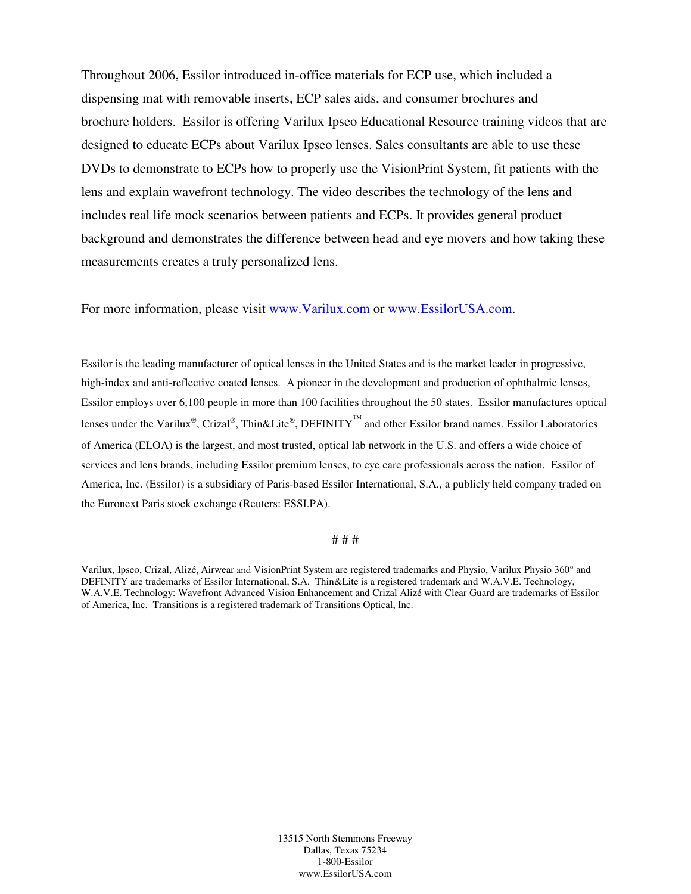Throughout 2006, Essilor introduced in-office materials for ECP use, which included a dispensing mat with removable inserts, ECP sales aids, and consumer brochures and brochure holders. Essilor is offering Varilux Ipseo Educational Resource training videos that are designed to educate ECPs about Varilux Ipseo lenses. Sales consultants are able to use these DVDs to demonstrate to ECPs how to properly use the VisionPrint System, fit patients with the lens and explain wavefront technology. The video describes the technology of the lens and includes real life mock scenarios between patients and ECPs. It provides general product background and demonstrates the difference between head and eye movers and how taking these measurements creates a truly personalized lens.

For more information, please visit [www.Varilux.com](http://www.Varilux.com) or [www.EssilorUSA.com](http://www.EssilorUSA.com).

Essilor is the leading manufacturer of optical lenses in the United States and is the market leader in progressive, high-index and anti-reflective coated lenses. A pioneer in the development and production of ophthalmic lenses, Essilor employs over 6,100 people in more than 100 facilities throughout the 50 states. Essilor manufactures optical lenses under the Varilux®, Crizal®, Thin&Lite®, DEFINITY™ and other Essilor brand names. Essilor Laboratories of America (ELOA) is the largest, and most trusted, optical lab network in the U.S. and offers a wide choice of services and lens brands, including Essilor premium lenses, to eye care professionals across the nation. Essilor of America, Inc. (Essilor) is a subsidiary of Paris-based Essilor International, S.A., a publicly held company traded on the Euronext Paris stock exchange (Reuters: ESSI.PA).

# # #

Varilux, Ipseo, Crizal, Alizé, Airwear and VisionPrint System are registered trademarks and Physio, Varilux Physio 360° and DEFINITY are trademarks of Essilor International, S.A. Thin&Lite is a registered trademark and W.A.V.E. Technology, W.A.V.E. Technology: Wavefront Advanced Vision Enhancement and Crizal Alizé with Clear Guard are trademarks of Essilor of America, Inc. Transitions is a registered trademark of Transitions Optical, Inc.

13515 North Stemmons Freeway
Dallas, Texas 75234
1-800-Essilor
www.EssilorUSA.com